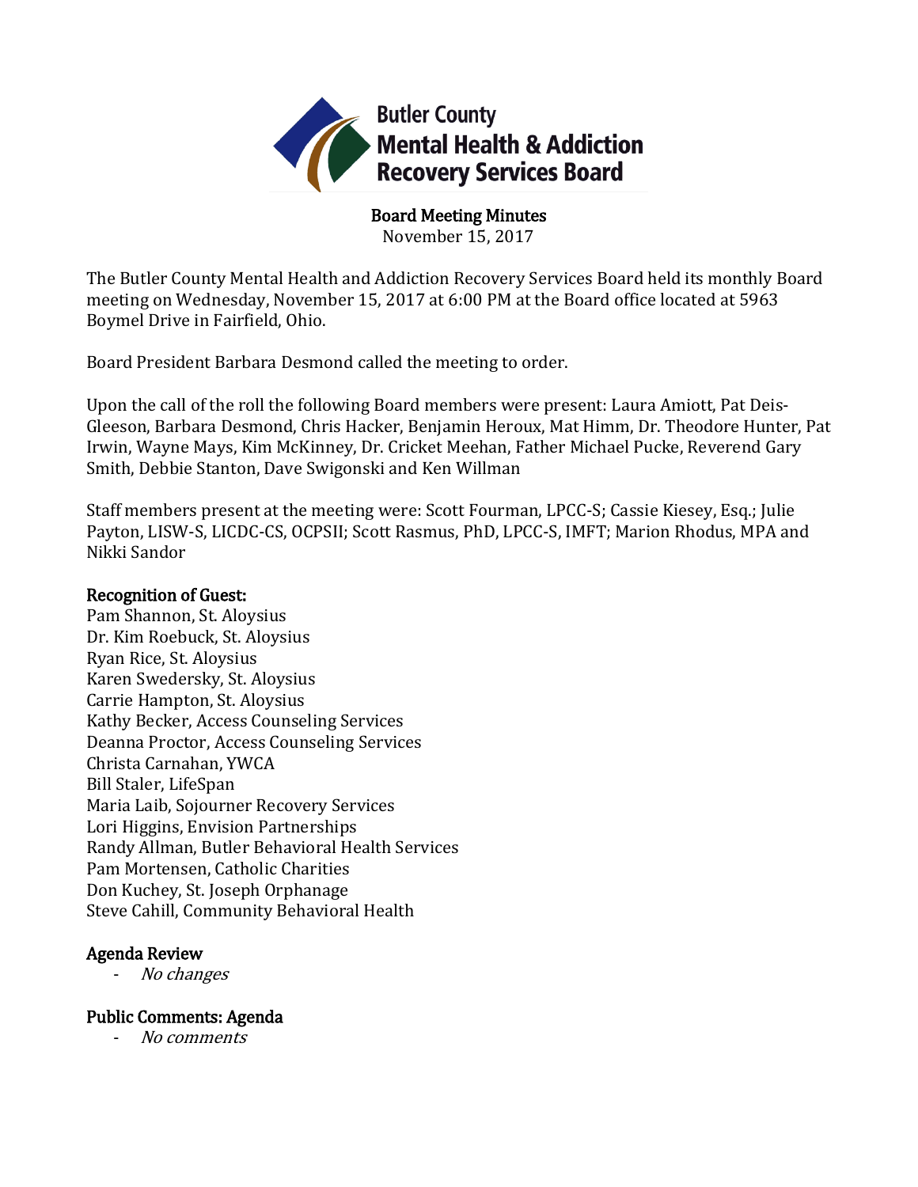# Butler County Mental Health & Addiction Recovery Services Board

## Board Meeting Minutes

November 15, 2017

The Butler County Mental Health and Addiction Recovery Services Board held its monthly Board meeting on Wednesday, November 15, 2017 at 6:00 PM at the Board office located at 5963 Boymel Drive in Fairfield, Ohio.

Board President Barbara Desmond called the meeting to order.

Upon the call of the roll the following Board members were present: Laura Amiott, Pat Deis-Gleeson, Barbara Desmond, Chris Hacker, Benjamin Heroux, Mat Himm, Dr. Theodore Hunter, Pat Irwin, Wayne Mays, Kim McKinney, Dr. Cricket Meehan, Father Michael Pucke, Reverend Gary Smith, Debbie Stanton, Dave Swigonski and Ken Willman

Staff members present at the meeting were: Scott Fourman, LPCC-S; Cassie Kiesey, Esq.; Julie Payton, LISW-S, LICDC-CS, OCPSII; Scott Rasmus, PhD, LPCC-S, IMFT; Marion Rhodus, MPA and Nikki Sandor

### Recognition of Guest:

Pam Shannon, St. Aloysius  
Dr. Kim Roebuck, St. Aloysius  
Ryan Rice, St. Aloysius  
Karen Swedersky, St. Aloysius  
Carrie Hampton, St. Aloysius  
Kathy Becker, Access Counseling Services  
Deanna Proctor, Access Counseling Services  
Christa Carnahan, YWCA  
Bill Staler, LifeSpan  
Maria Laib, Sojourner Recovery Services  
Lori Higgins, Envision Partnerships  
Randy Allman, Butler Behavioral Health Services  
Pam Mortensen, Catholic Charities  
Don Kuchey, St. Joseph Orphanage  
Steve Cahill, Community Behavioral Health

### Agenda Review

- *No changes*

### Public Comments: Agenda

- *No comments*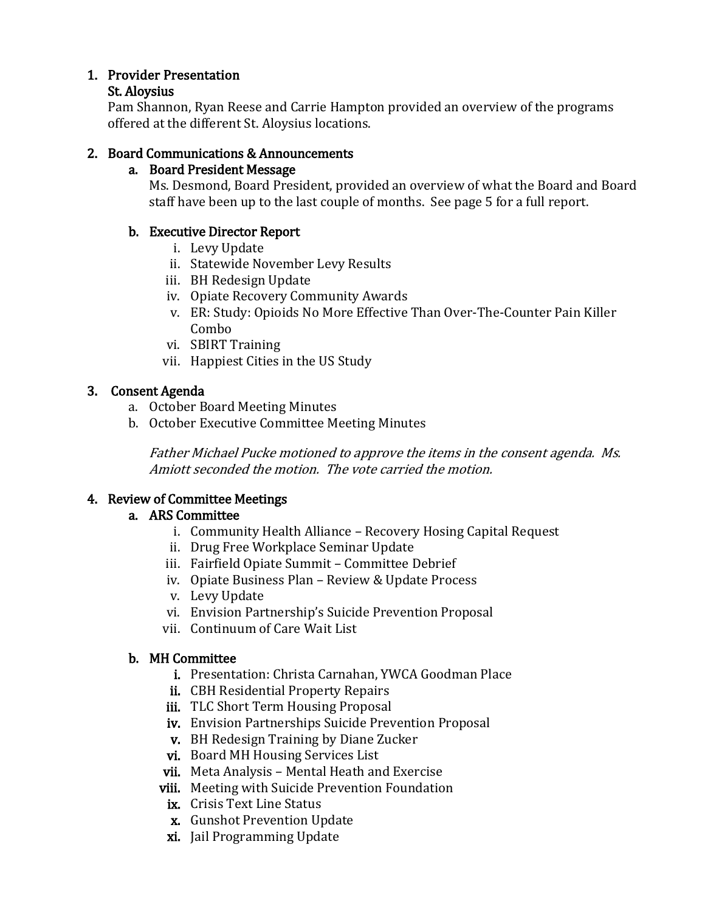1. Provider Presentation

   St. Aloysius

   Pam Shannon, Ryan Reese and Carrie Hampton provided an overview of the programs offered at the different St. Aloysius locations.

2. Board Communications & Announcements

   a. Board President Message

      Ms. Desmond, Board President, provided an overview of what the Board and Board staff have been up to the last couple of months. See page 5 for a full report.

   b. Executive Director Report

      i. Levy Update
      ii. Statewide November Levy Results
      iii. BH Redesign Update
      iv. Opiate Recovery Community Awards
      v. ER: Study: Opioids No More Effective Than Over-The-Counter Pain Killer Combo
      vi. SBIRT Training
      vii. Happiest Cities in the US Study

3. Consent Agenda

   a. October Board Meeting Minutes
   b. October Executive Committee Meeting Minutes

   *Father Michael Pucke motioned to approve the items in the consent agenda. Ms. Amiott seconded the motion. The vote carried the motion.*

4. Review of Committee Meetings

   a. ARS Committee

      i. Community Health Alliance – Recovery Hosing Capital Request
      ii. Drug Free Workplace Seminar Update
      iii. Fairfield Opiate Summit – Committee Debrief
      iv. Opiate Business Plan – Review & Update Process
      v. Levy Update
      vi. Envision Partnership's Suicide Prevention Proposal
      vii. Continuum of Care Wait List

   b. MH Committee

      i. Presentation: Christa Carnahan, YWCA Goodman Place
      ii. CBH Residential Property Repairs
      iii. TLC Short Term Housing Proposal
      iv. Envision Partnerships Suicide Prevention Proposal
      v. BH Redesign Training by Diane Zucker
      vi. Board MH Housing Services List
      vii. Meta Analysis – Mental Heath and Exercise
      viii. Meeting with Suicide Prevention Foundation
      ix. Crisis Text Line Status
      x. Gunshot Prevention Update
      xi. Jail Programming Update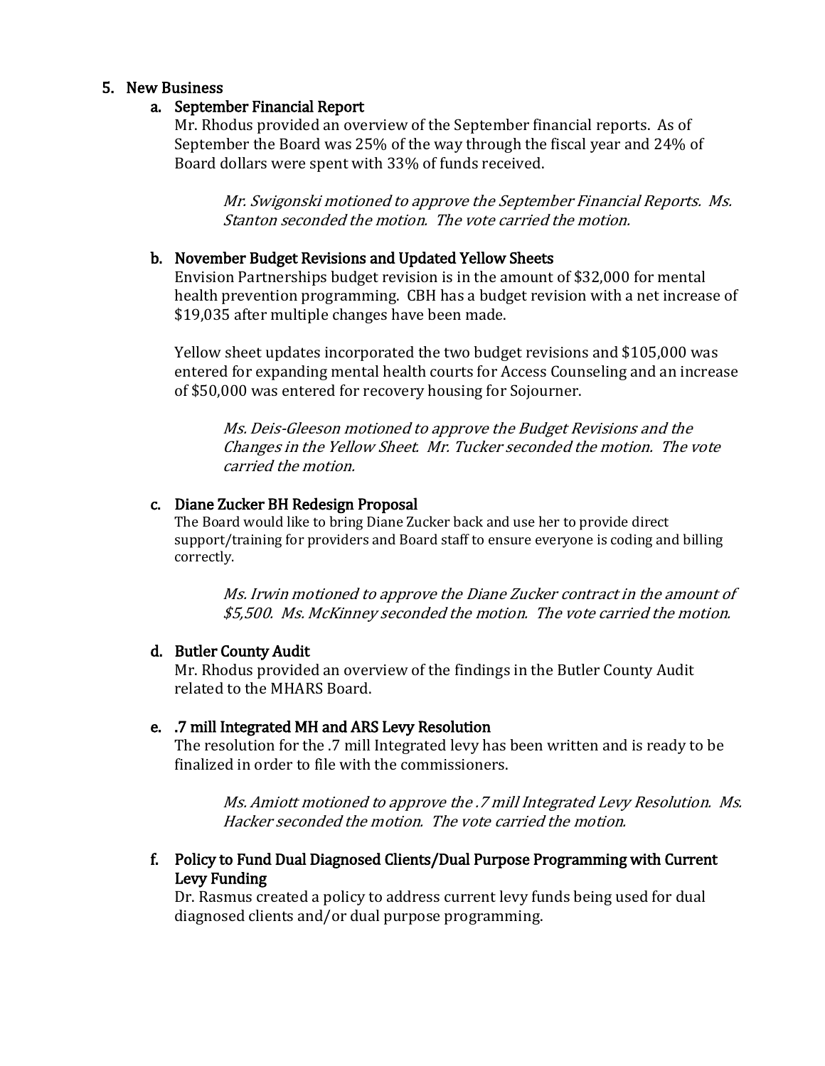## 5. New Business

### a. September Financial Report

Mr. Rhodus provided an overview of the September financial reports. As of September the Board was 25% of the way through the fiscal year and 24% of Board dollars were spent with 33% of funds received.

> *Mr. Swigonski motioned to approve the September Financial Reports. Ms. Stanton seconded the motion. The vote carried the motion.*

### b. November Budget Revisions and Updated Yellow Sheets

Envision Partnerships budget revision is in the amount of $32,000 for mental health prevention programming. CBH has a budget revision with a net increase of $19,035 after multiple changes have been made.

Yellow sheet updates incorporated the two budget revisions and $105,000 was entered for expanding mental health courts for Access Counseling and an increase of $50,000 was entered for recovery housing for Sojourner.

> *Ms. Deis-Gleeson motioned to approve the Budget Revisions and the Changes in the Yellow Sheet. Mr. Tucker seconded the motion. The vote carried the motion.*

### c. Diane Zucker BH Redesign Proposal

The Board would like to bring Diane Zucker back and use her to provide direct support/training for providers and Board staff to ensure everyone is coding and billing correctly.

> *Ms. Irwin motioned to approve the Diane Zucker contract in the amount of $5,500. Ms. McKinney seconded the motion. The vote carried the motion.*

### d. Butler County Audit

Mr. Rhodus provided an overview of the findings in the Butler County Audit related to the MHARS Board.

### e. .7 mill Integrated MH and ARS Levy Resolution

The resolution for the .7 mill Integrated levy has been written and is ready to be finalized in order to file with the commissioners.

> *Ms. Amiott motioned to approve the .7 mill Integrated Levy Resolution. Ms. Hacker seconded the motion. The vote carried the motion.*

### f. Policy to Fund Dual Diagnosed Clients/Dual Purpose Programming with Current Levy Funding

Dr. Rasmus created a policy to address current levy funds being used for dual diagnosed clients and/or dual purpose programming.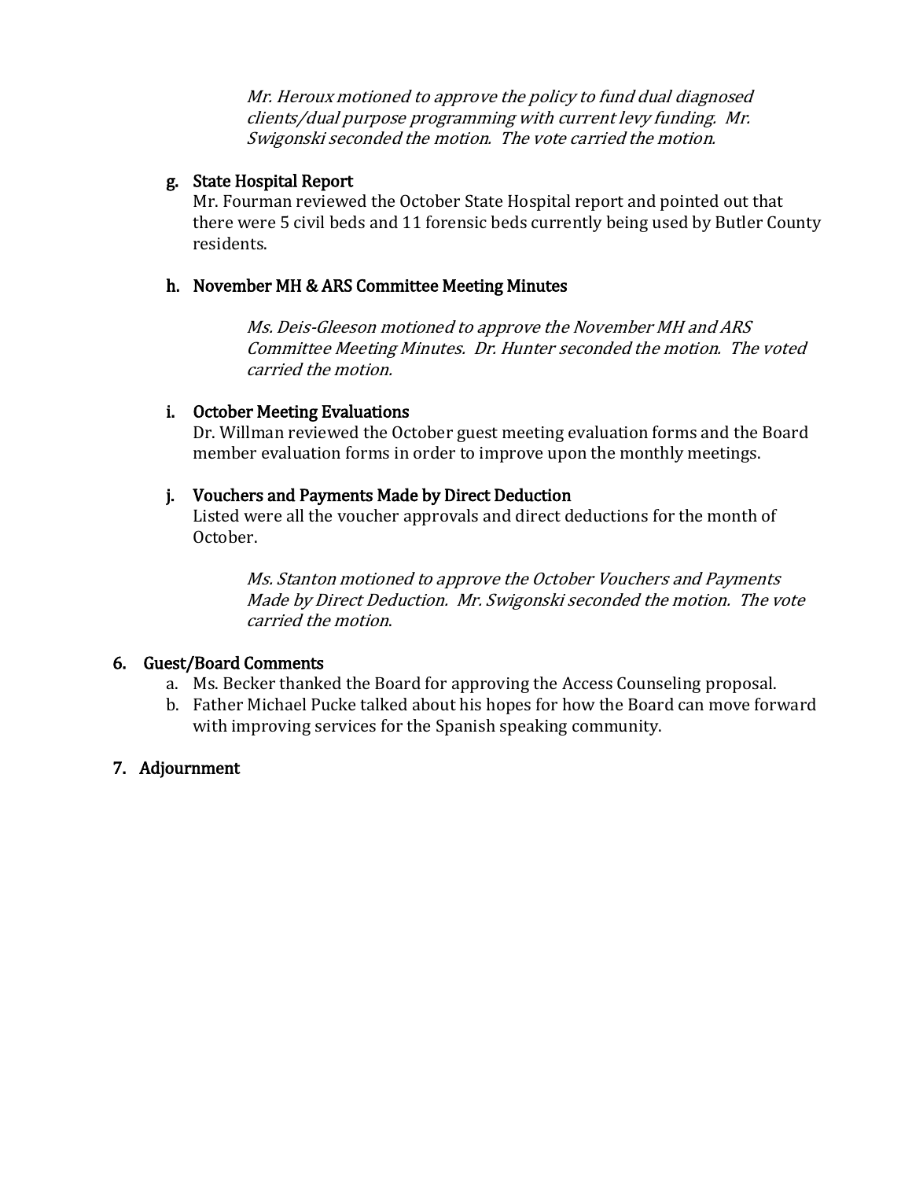*Mr. Heroux motioned to approve the policy to fund dual diagnosed clients/dual purpose programming with current levy funding. Mr. Swigonski seconded the motion. The vote carried the motion.*

g. **State Hospital Report**
Mr. Fourman reviewed the October State Hospital report and pointed out that there were 5 civil beds and 11 forensic beds currently being used by Butler County residents.

h. **November MH & ARS Committee Meeting Minutes**

*Ms. Deis-Gleeson motioned to approve the November MH and ARS Committee Meeting Minutes. Dr. Hunter seconded the motion. The voted carried the motion.*

i. **October Meeting Evaluations**
Dr. Willman reviewed the October guest meeting evaluation forms and the Board member evaluation forms in order to improve upon the monthly meetings.

j. **Vouchers and Payments Made by Direct Deduction**
Listed were all the voucher approvals and direct deductions for the month of October.

*Ms. Stanton motioned to approve the October Vouchers and Payments Made by Direct Deduction. Mr. Swigonski seconded the motion. The vote carried the motion.*

6. **Guest/Board Comments**
   a. Ms. Becker thanked the Board for approving the Access Counseling proposal.
   b. Father Michael Pucke talked about his hopes for how the Board can move forward with improving services for the Spanish speaking community.

7. **Adjournment**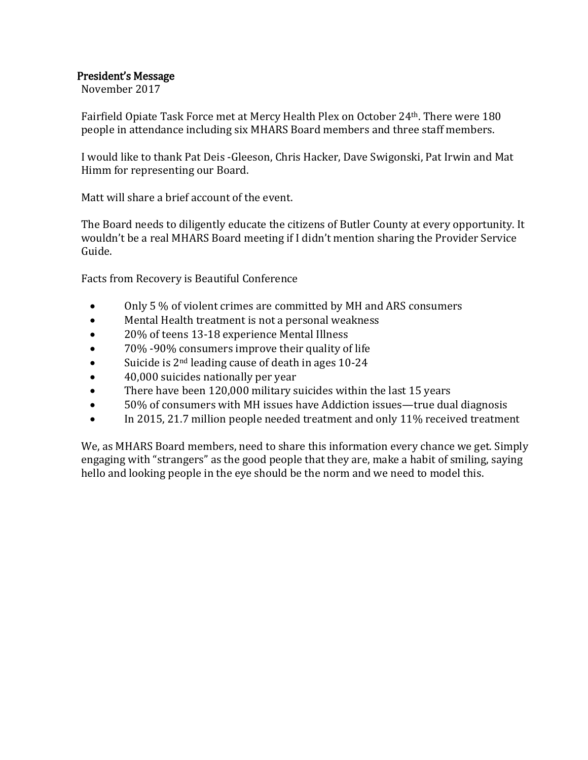**President's Message**

November 2017

Fairfield Opiate Task Force met at Mercy Health Plex on October 24th. There were 180 people in attendance including six MHARS Board members and three staff members.

I would like to thank Pat Deis -Gleeson, Chris Hacker, Dave Swigonski, Pat Irwin and Mat Himm for representing our Board.

Matt will share a brief account of the event.

The Board needs to diligently educate the citizens of Butler County at every opportunity. It wouldn't be a real MHARS Board meeting if I didn't mention sharing the Provider Service Guide.

Facts from Recovery is Beautiful Conference

- Only 5 % of violent crimes are committed by MH and ARS consumers
- Mental Health treatment is not a personal weakness
- 20% of teens 13-18 experience Mental Illness
- 70% -90% consumers improve their quality of life
- Suicide is 2nd leading cause of death in ages 10-24
- 40,000 suicides nationally per year
- There have been 120,000 military suicides within the last 15 years
- 50% of consumers with MH issues have Addiction issues—true dual diagnosis
- In 2015, 21.7 million people needed treatment and only 11% received treatment

We, as MHARS Board members, need to share this information every chance we get. Simply engaging with "strangers" as the good people that they are, make a habit of smiling, saying hello and looking people in the eye should be the norm and we need to model this.